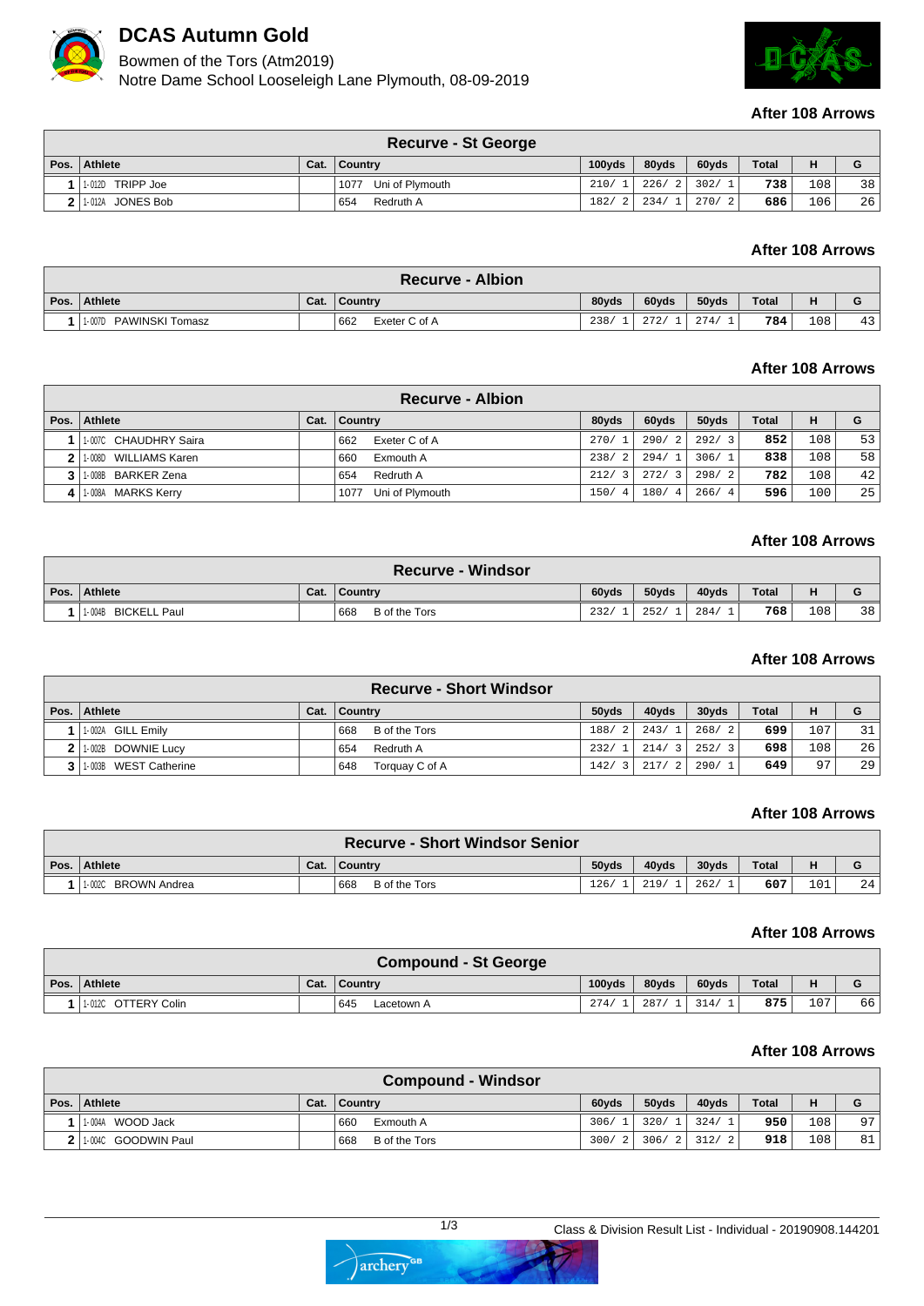# DCAS Autumn Gold

Bowmen of the Tors (Atm2019)
Notre Dame School Looseleigh Lane Plymouth, 08-09-2019

**After 108 Arrows**

| Recurve - St George | | | | | | | | | |
|---|---|---|---|---|---|---|---|---|---|
| **Pos.** | **Athlete** | **Cat.** | **Country** | **100yds** | **80yds** | **60yds** | **Total** | **H** | **G** |
| 1 | 1-012D TRIPP Joe | | 1077 Uni of Plymouth | 210/ 1 | 226/ 2 | 302/ 1 | 738 | 108 | 38 |
| 2 | 1-012A JONES Bob | | 654 Redruth A | 182/ 2 | 234/ 1 | 270/ 2 | 686 | 106 | 26 |

**After 108 Arrows**

| Recurve - Albion | | | | | | | | | |
|---|---|---|---|---|---|---|---|---|---|
| **Pos.** | **Athlete** | **Cat.** | **Country** | **80yds** | **60yds** | **50yds** | **Total** | **H** | **G** |
| 1 | 1-007D PAWINSKI Tomasz | | 662 Exeter C of A | 238/ 1 | 272/ 1 | 274/ 1 | 784 | 108 | 43 |

**After 108 Arrows**

| Recurve - Albion | | | | | | | | | |
|---|---|---|---|---|---|---|---|---|---|
| **Pos.** | **Athlete** | **Cat.** | **Country** | **80yds** | **60yds** | **50yds** | **Total** | **H** | **G** |
| 1 | 1-007C CHAUDHRY Saira | | 662 Exeter C of A | 270/ 1 | 290/ 2 | 292/ 3 | 852 | 108 | 53 |
| 2 | 1-008D WILLIAMS Karen | | 660 Exmouth A | 238/ 2 | 294/ 1 | 306/ 1 | 838 | 108 | 58 |
| 3 | 1-008B BARKER Zena | | 654 Redruth A | 212/ 3 | 272/ 3 | 298/ 2 | 782 | 108 | 42 |
| 4 | 1-008A MARKS Kerry | | 1077 Uni of Plymouth | 150/ 4 | 180/ 4 | 266/ 4 | 596 | 100 | 25 |

**After 108 Arrows**

| Recurve - Windsor | | | | | | | | | |
|---|---|---|---|---|---|---|---|---|---|
| **Pos.** | **Athlete** | **Cat.** | **Country** | **60yds** | **50yds** | **40yds** | **Total** | **H** | **G** |
| 1 | 1-004B BICKELL Paul | | 668 B of the Tors | 232/ 1 | 252/ 1 | 284/ 1 | 768 | 108 | 38 |

**After 108 Arrows**

| Recurve - Short Windsor | | | | | | | | | |
|---|---|---|---|---|---|---|---|---|---|
| **Pos.** | **Athlete** | **Cat.** | **Country** | **50yds** | **40yds** | **30yds** | **Total** | **H** | **G** |
| 1 | 1-002A GILL Emily | | 668 B of the Tors | 188/ 2 | 243/ 1 | 268/ 2 | 699 | 107 | 31 |
| 2 | 1-002B DOWNIE Lucy | | 654 Redruth A | 232/ 1 | 214/ 3 | 252/ 3 | 698 | 108 | 26 |
| 3 | 1-003B WEST Catherine | | 648 Torquay C of A | 142/ 3 | 217/ 2 | 290/ 1 | 649 | 97 | 29 |

**After 108 Arrows**

| Recurve - Short Windsor Senior | | | | | | | | | |
|---|---|---|---|---|---|---|---|---|---|
| **Pos.** | **Athlete** | **Cat.** | **Country** | **50yds** | **40yds** | **30yds** | **Total** | **H** | **G** |
| 1 | 1-002C BROWN Andrea | | 668 B of the Tors | 126/ 1 | 219/ 1 | 262/ 1 | 607 | 101 | 24 |

**After 108 Arrows**

| Compound - St George | | | | | | | | | |
|---|---|---|---|---|---|---|---|---|---|
| **Pos.** | **Athlete** | **Cat.** | **Country** | **100yds** | **80yds** | **60yds** | **Total** | **H** | **G** |
| 1 | 1-012C OTTERY Colin | | 645 Lacetown A | 274/ 1 | 287/ 1 | 314/ 1 | 875 | 107 | 66 |

**After 108 Arrows**

| Compound - Windsor | | | | | | | | | |
|---|---|---|---|---|---|---|---|---|---|
| **Pos.** | **Athlete** | **Cat.** | **Country** | **60yds** | **50yds** | **40yds** | **Total** | **H** | **G** |
| 1 | 1-004A WOOD Jack | | 660 Exmouth A | 306/ 1 | 320/ 1 | 324/ 1 | 950 | 108 | 97 |
| 2 | 1-004C GOODWIN Paul | | 668 B of the Tors | 300/ 2 | 306/ 2 | 312/ 2 | 918 | 108 | 81 |

Class & Division Result List - Individual - 20190908.144201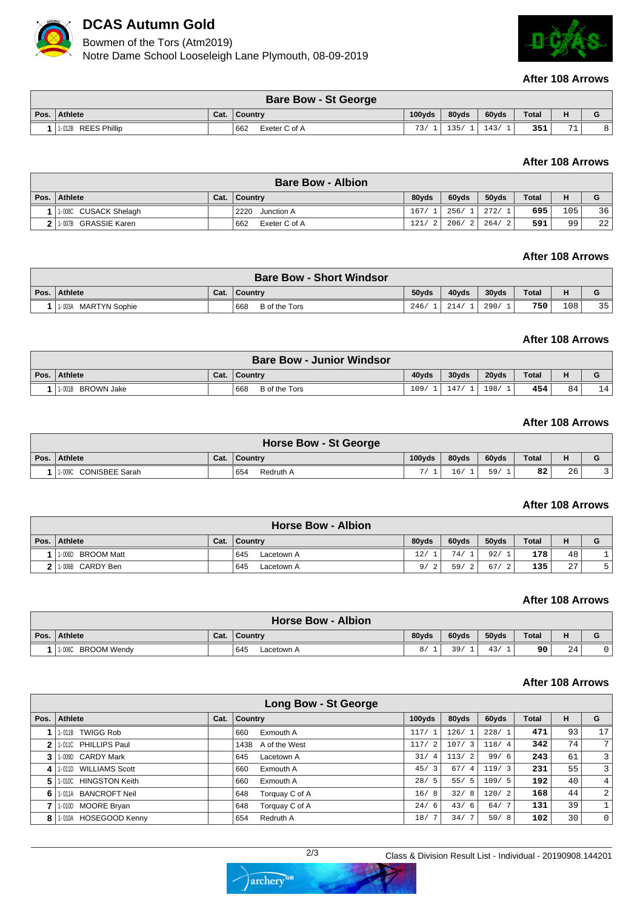# DCAS Autumn Gold

Bowmen of the Tors (Atm2019)
Notre Dame School Looseleigh Lane Plymouth, 08-09-2019

**After 108 Arrows**

| Bare Bow - St George | | | | | | | | | |
|---|---|---|---|---|---|---|---|---|---|
| Pos. | Athlete | Cat. | Country | 100yds | 80yds | 60yds | Total | H | G |
| 1 | 1-012B REES Phillip | | 662 Exeter C of A | 73/ 1 | 135/ 1 | 143/ 1 | 351 | 71 | 8 |

**After 108 Arrows**

| Bare Bow - Albion | | | | | | | | | |
|---|---|---|---|---|---|---|---|---|---|
| Pos. | Athlete | Cat. | Country | 80yds | 60yds | 50yds | Total | H | G |
| 1 | 1-008C CUSACK Shelagh | | 2220 Junction A | 167/ 1 | 256/ 1 | 272/ 1 | 695 | 105 | 36 |
| 2 | 1-007B GRASSIE Karen | | 662 Exeter C of A | 121/ 2 | 206/ 2 | 264/ 2 | 591 | 99 | 22 |

**After 108 Arrows**

| Bare Bow - Short Windsor | | | | | | | | | |
|---|---|---|---|---|---|---|---|---|---|
| Pos. | Athlete | Cat. | Country | 50yds | 40yds | 30yds | Total | H | G |
| 1 | 1-003A MARTYN Sophie | | 668 B of the Tors | 246/ 1 | 214/ 1 | 290/ 1 | 750 | 108 | 35 |

**After 108 Arrows**

| Bare Bow - Junior Windsor | | | | | | | | | |
|---|---|---|---|---|---|---|---|---|---|
| Pos. | Athlete | Cat. | Country | 40yds | 30yds | 20yds | Total | H | G |
| 1 | 1-001B BROWN Jake | | 668 B of the Tors | 109/ 1 | 147/ 1 | 198/ 1 | 454 | 84 | 14 |

**After 108 Arrows**

| Horse Bow - St George | | | | | | | | | |
|---|---|---|---|---|---|---|---|---|---|
| Pos. | Athlete | Cat. | Country | 100yds | 80yds | 60yds | Total | H | G |
| 1 | 1-009C CONISBEE Sarah | | 654 Redruth A | 7/ 1 | 16/ 1 | 59/ 1 | 82 | 26 | 3 |

**After 108 Arrows**

| Horse Bow - Albion | | | | | | | | | |
|---|---|---|---|---|---|---|---|---|---|
| Pos. | Athlete | Cat. | Country | 80yds | 60yds | 50yds | Total | H | G |
| 1 | 1-006D BROOM Matt | | 645 Lacetown A | 12/ 1 | 74/ 1 | 92/ 1 | 178 | 48 | 1 |
| 2 | 1-006B CARDY Ben | | 645 Lacetown A | 9/ 2 | 59/ 2 | 67/ 2 | 135 | 27 | 5 |

**After 108 Arrows**

| Horse Bow - Albion | | | | | | | | | |
|---|---|---|---|---|---|---|---|---|---|
| Pos. | Athlete | Cat. | Country | 80yds | 60yds | 50yds | Total | H | G |
| 1 | 1-006C BROOM Wendy | | 645 Lacetown A | 8/ 1 | 39/ 1 | 43/ 1 | 90 | 24 | 0 |

**After 108 Arrows**

| Long Bow - St George | | | | | | | | | |
|---|---|---|---|---|---|---|---|---|---|
| Pos. | Athlete | Cat. | Country | 100yds | 80yds | 60yds | Total | H | G |
| 1 | 1-011B TWIGG Rob | | 660 Exmouth A | 117/ 1 | 126/ 1 | 228/ 1 | 471 | 93 | 17 |
| 2 | 1-011C PHILLIPS Paul | | 1438 A of the West | 117/ 2 | 107/ 3 | 118/ 4 | 342 | 74 | 7 |
| 3 | 1-009D CARDY Mark | | 645 Lacetown A | 31/ 4 | 113/ 2 | 99/ 6 | 243 | 61 | 3 |
| 4 | 1-011D WILLIAMS Scott | | 660 Exmouth A | 45/ 3 | 67/ 4 | 119/ 3 | 231 | 55 | 3 |
| 5 | 1-010C HINGSTON Keith | | 660 Exmouth A | 28/ 5 | 55/ 5 | 109/ 5 | 192 | 40 | 4 |
| 6 | 1-011A BANCROFT Neil | | 648 Torquay C of A | 16/ 8 | 32/ 8 | 120/ 2 | 168 | 44 | 2 |
| 7 | 1-010D MOORE Bryan | | 648 Torquay C of A | 24/ 6 | 43/ 6 | 64/ 7 | 131 | 39 | 1 |
| 8 | 1-010A HOSEGOOD Kenny | | 654 Redruth A | 18/ 7 | 34/ 7 | 50/ 8 | 102 | 30 | 0 |

Class & Division Result List - Individual - 20190908.144201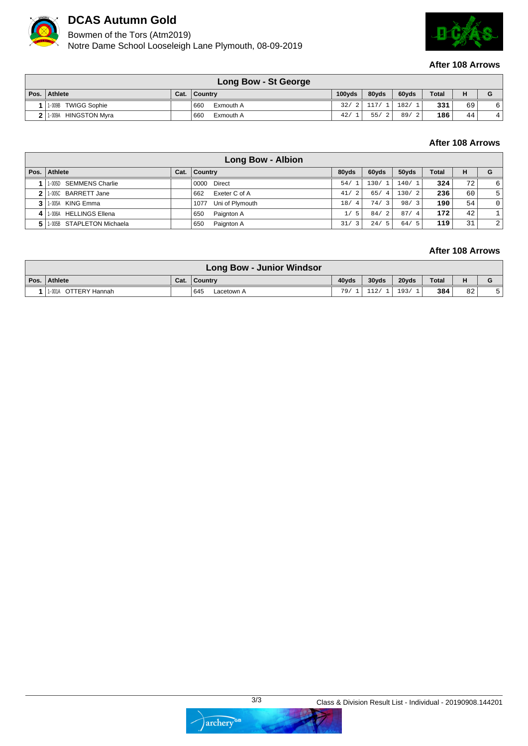# DCAS Autumn Gold

Bowmen of the Tors (Atm2019)
Notre Dame School Looseleigh Lane Plymouth, 08-09-2019

**After 108 Arrows**

| Long Bow - St George | | | | | | | | | |
|---|---|---|---|---|---|---|---|---|---|
| Pos. | Athlete | Cat. | Country | 100yds | 80yds | 60yds | Total | H | G |
| 1 | 1-009B TWIGG Sophie | | 660 Exmouth A | 32/ 2 | 117/ 1 | 182/ 1 | 331 | 69 | 6 |
| 2 | 1-009A HINGSTON Myra | | 660 Exmouth A | 42/ 1 | 55/ 2 | 89/ 2 | 186 | 44 | 4 |

**After 108 Arrows**

| Long Bow - Albion | | | | | | | | | |
|---|---|---|---|---|---|---|---|---|---|
| Pos. | Athlete | Cat. | Country | 80yds | 60yds | 50yds | Total | H | G |
| 1 | 1-005D SEMMENS Charlie | | 0000 Direct | 54/ 1 | 130/ 1 | 140/ 1 | 324 | 72 | 6 |
| 2 | 1-005C BARRETT Jane | | 662 Exeter C of A | 41/ 2 | 65/ 4 | 130/ 2 | 236 | 60 | 5 |
| 3 | 1-005A KING Emma | | 1077 Uni of Plymouth | 18/ 4 | 74/ 3 | 98/ 3 | 190 | 54 | 0 |
| 4 | 1-006A HELLINGS Ellena | | 650 Paignton A | 1/ 5 | 84/ 2 | 87/ 4 | 172 | 42 | 1 |
| 5 | 1-005B STAPLETON Michaela | | 650 Paignton A | 31/ 3 | 24/ 5 | 64/ 5 | 119 | 31 | 2 |

**After 108 Arrows**

| Long Bow - Junior Windsor | | | | | | | | | |
|---|---|---|---|---|---|---|---|---|---|
| Pos. | Athlete | Cat. | Country | 40yds | 30yds | 20yds | Total | H | G |
| 1 | 1-001A OTTERY Hannah | | 645 Lacetown A | 79/ 1 | 112/ 1 | 193/ 1 | 384 | 82 | 5 |

Class & Division Result List - Individual - 20190908.144201